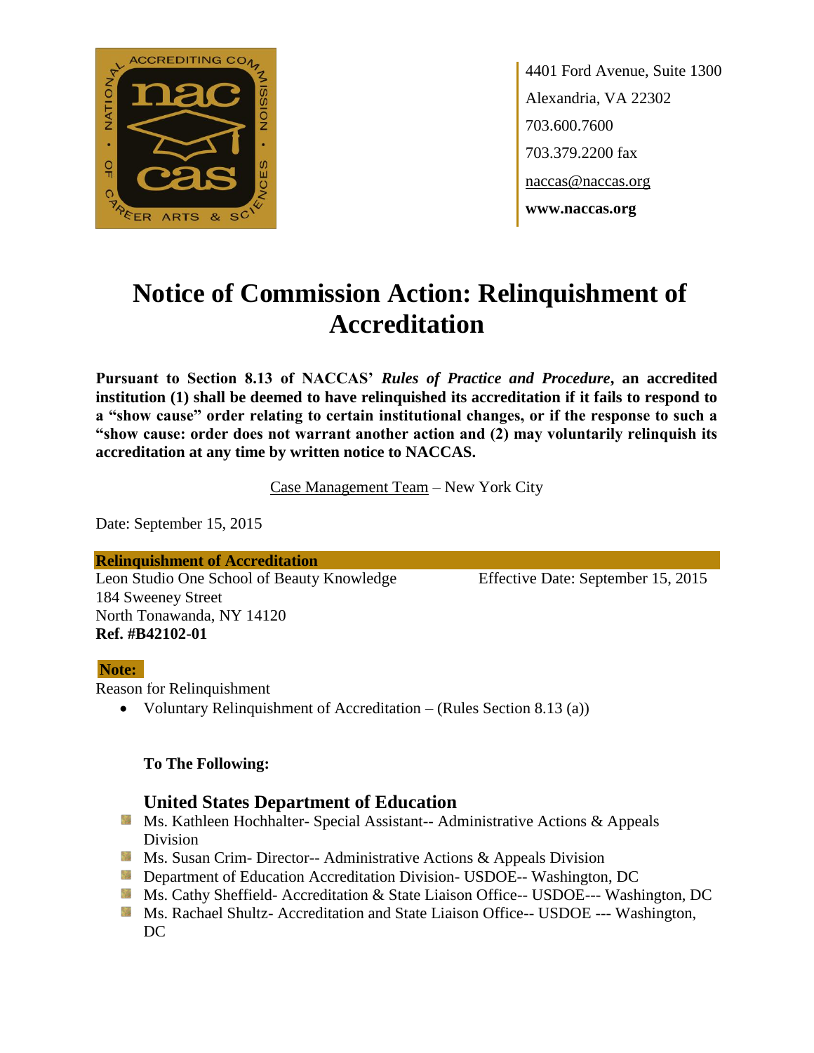4401 Ford Avenue, Suite 1300
Alexandria, VA 22302
703.600.7600
703.379.2200 fax
naccas@naccas.org
**www.naccas.org**

# Notice of Commission Action: Relinquishment of Accreditation

**Pursuant to Section 8.13 of NACCAS' *Rules of Practice and Procedure*, an accredited institution (1) shall be deemed to have relinquished its accreditation if it fails to respond to a "show cause" order relating to certain institutional changes, or if the response to such a "show cause: order does not warrant another action and (2) may voluntarily relinquish its accreditation at any time by written notice to NACCAS.**

Case Management Team – New York City

Date: September 15, 2015

**Relinquishment of Accreditation**

Leon Studio One School of Beauty Knowledge
184 Sweeney Street
North Tonawanda, NY 14120
**Ref. #B42102-01**

Effective Date: September 15, 2015

**Note:**

Reason for Relinquishment

- Voluntary Relinquishment of Accreditation – (Rules Section 8.13 (a))

**To The Following:**

### United States Department of Education

- Ms. Kathleen Hochhalter- Special Assistant-- Administrative Actions & Appeals Division
- Ms. Susan Crim- Director-- Administrative Actions & Appeals Division
- Department of Education Accreditation Division- USDOE-- Washington, DC
- Ms. Cathy Sheffield- Accreditation & State Liaison Office-- USDOE--- Washington, DC
- Ms. Rachael Shultz- Accreditation and State Liaison Office-- USDOE --- Washington, DC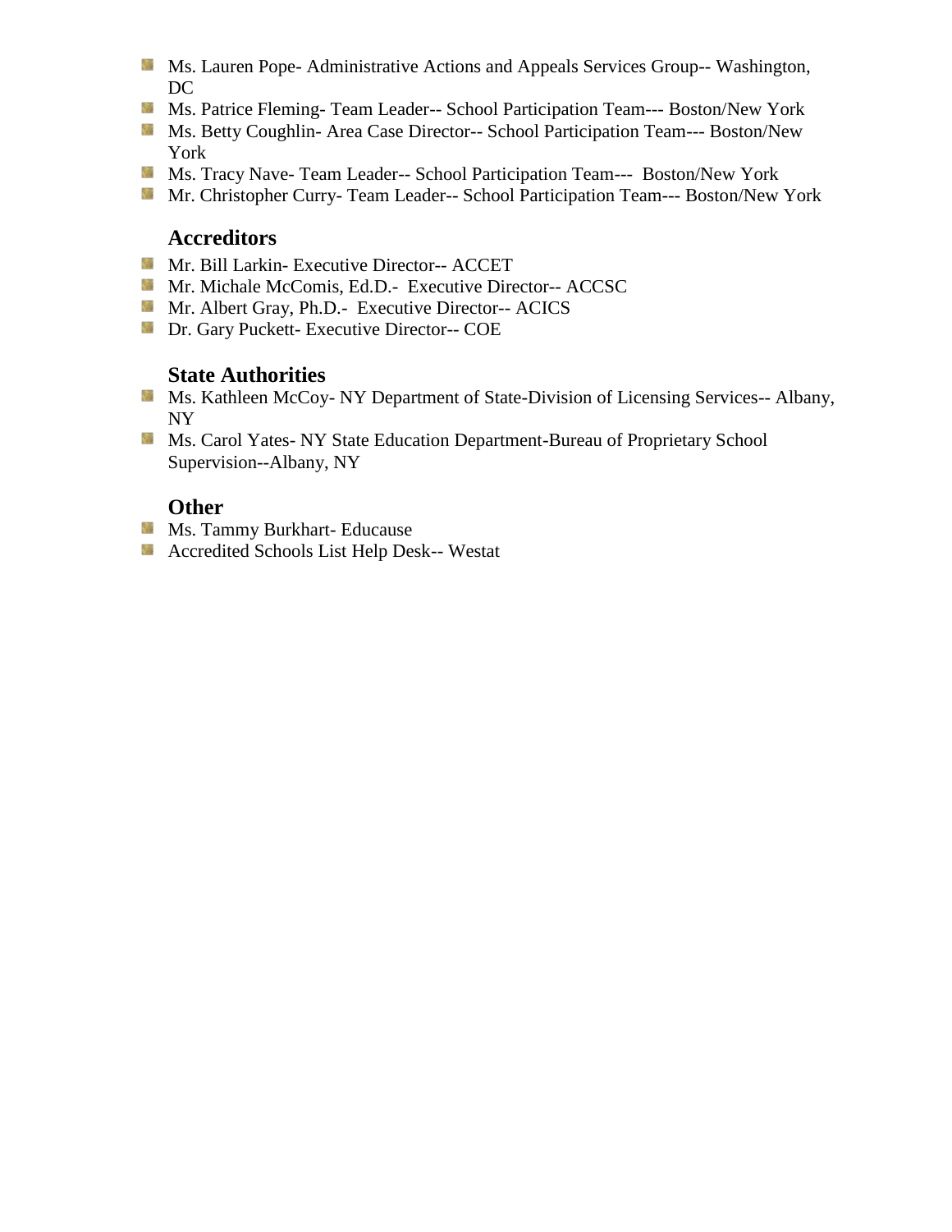- Ms. Lauren Pope- Administrative Actions and Appeals Services Group-- Washington, DC
- Ms. Patrice Fleming- Team Leader-- School Participation Team--- Boston/New York
- Ms. Betty Coughlin- Area Case Director-- School Participation Team--- Boston/New York
- Ms. Tracy Nave- Team Leader-- School Participation Team--- Boston/New York
- Mr. Christopher Curry- Team Leader-- School Participation Team--- Boston/New York

### Accreditors

- Mr. Bill Larkin- Executive Director-- ACCET
- Mr. Michale McComis, Ed.D.- Executive Director-- ACCSC
- Mr. Albert Gray, Ph.D.- Executive Director-- ACICS
- Dr. Gary Puckett- Executive Director-- COE

### State Authorities

- Ms. Kathleen McCoy- NY Department of State-Division of Licensing Services-- Albany, NY
- Ms. Carol Yates- NY State Education Department-Bureau of Proprietary School Supervision--Albany, NY

### Other

- Ms. Tammy Burkhart- Educause
- Accredited Schools List Help Desk-- Westat